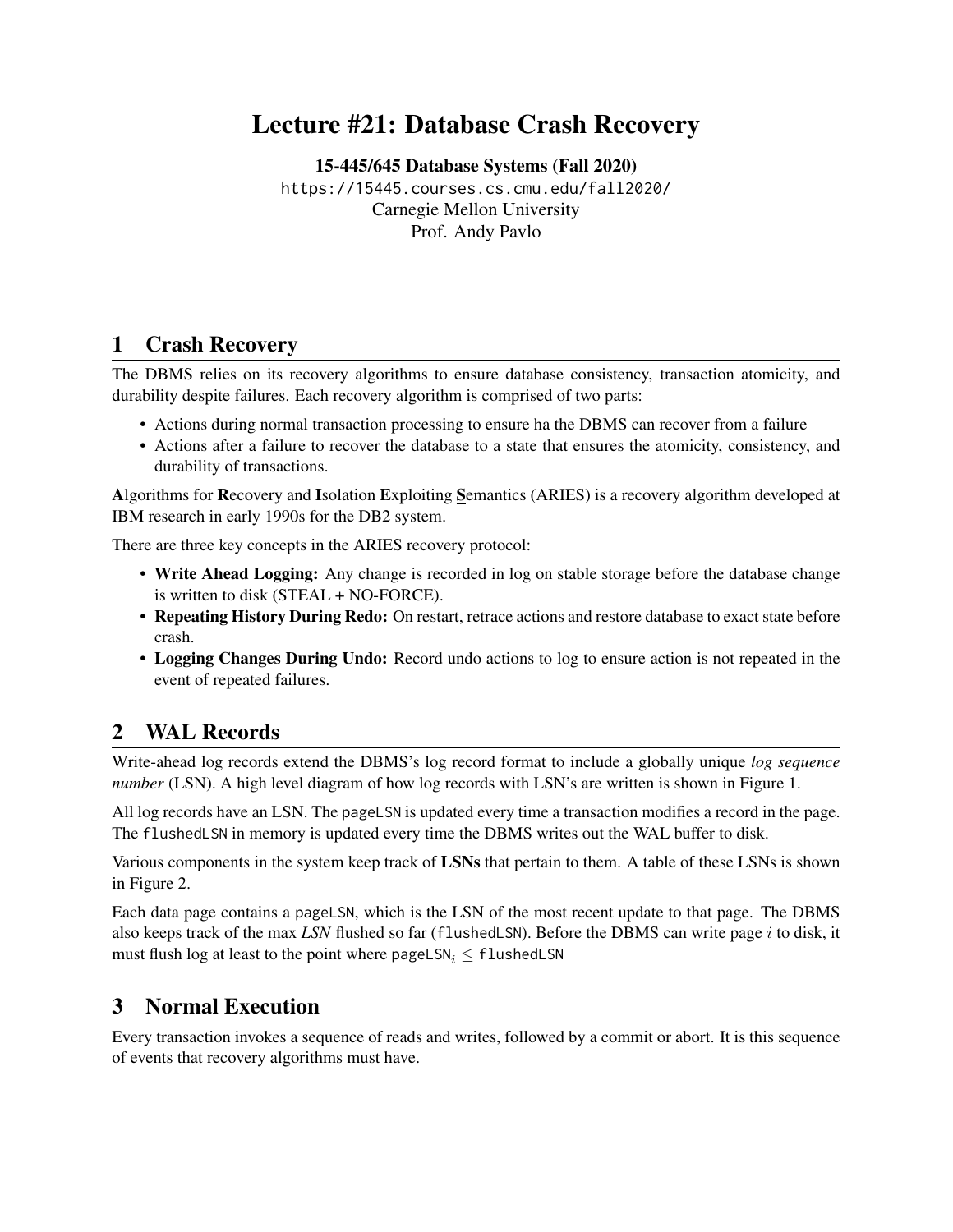# Lecture #21: Database Crash Recovery

**15-445/645 Database Systems (Fall 2020)**
https://15445.courses.cs.cmu.edu/fall2020/
Carnegie Mellon University
Prof. Andy Pavlo

## 1 Crash Recovery

The DBMS relies on its recovery algorithms to ensure database consistency, transaction atomicity, and durability despite failures. Each recovery algorithm is comprised of two parts:

- Actions during normal transaction processing to ensure ha the DBMS can recover from a failure
- Actions after a failure to recover the database to a state that ensures the atomicity, consistency, and durability of transactions.

**A**lgorithms for **R**ecovery and **I**solation **E**xploiting **S**emantics (ARIES) is a recovery algorithm developed at IBM research in early 1990s for the DB2 system.

There are three key concepts in the ARIES recovery protocol:

- **Write Ahead Logging:** Any change is recorded in log on stable storage before the database change is written to disk (STEAL + NO-FORCE).
- **Repeating History During Redo:** On restart, retrace actions and restore database to exact state before crash.
- **Logging Changes During Undo:** Record undo actions to log to ensure action is not repeated in the event of repeated failures.

## 2 WAL Records

Write-ahead log records extend the DBMS's log record format to include a globally unique *log sequence number* (LSN). A high level diagram of how log records with LSN's are written is shown in Figure 1.

All log records have an LSN. The pageLSN is updated every time a transaction modifies a record in the page. The flushedLSN in memory is updated every time the DBMS writes out the WAL buffer to disk.

Various components in the system keep track of **LSNs** that pertain to them. A table of these LSNs is shown in Figure 2.

Each data page contains a pageLSN, which is the LSN of the most recent update to that page. The DBMS also keeps track of the max *LSN* flushed so far (flushedLSN). Before the DBMS can write page $i$ to disk, it must flush log at least to the point where $\texttt{pageLSN}_i \leq \texttt{flushedLSN}$

## 3 Normal Execution

Every transaction invokes a sequence of reads and writes, followed by a commit or abort. It is this sequence of events that recovery algorithms must have.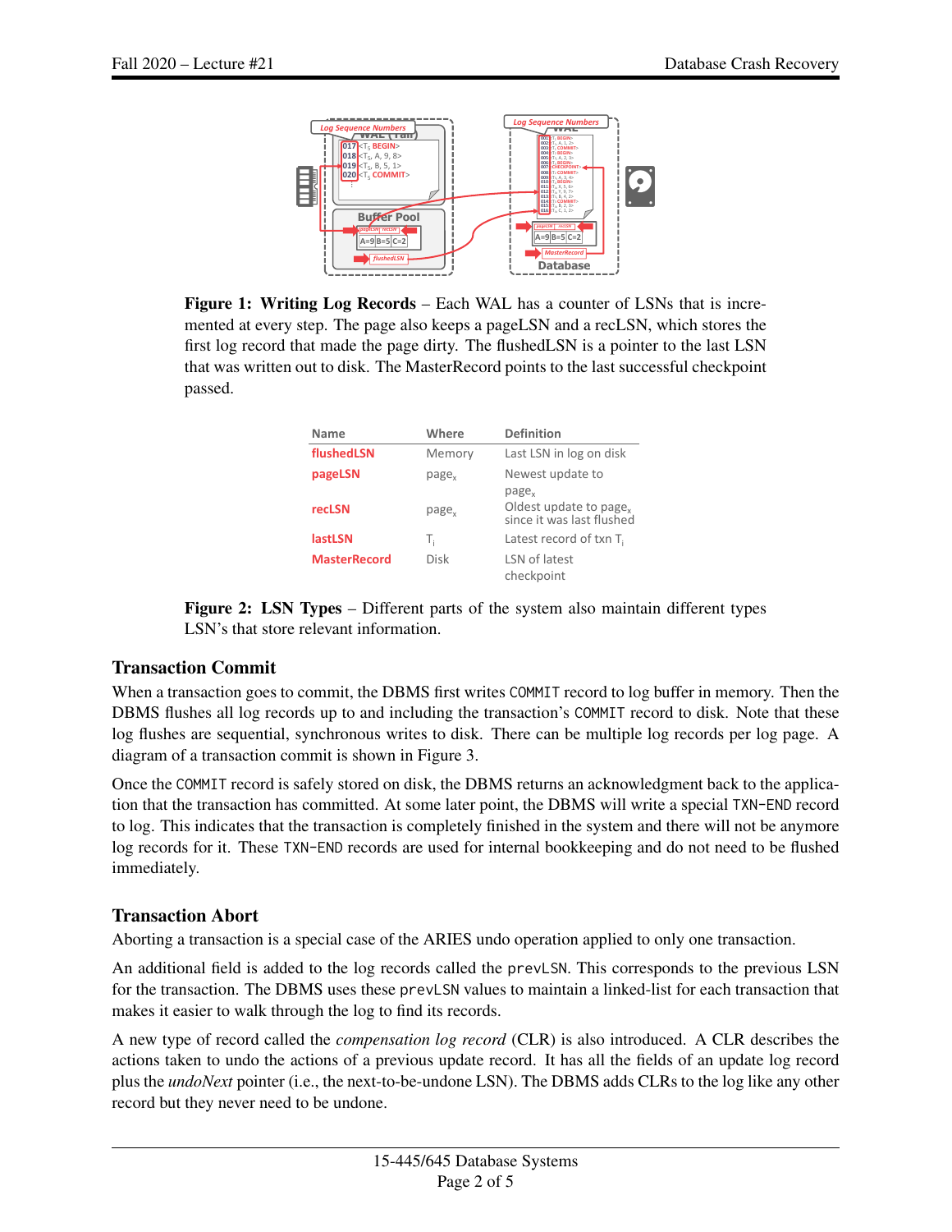**Figure 1: Writing Log Records** – Each WAL has a counter of LSNs that is incremented at every step. The page also keeps a pageLSN and a recLSN, which stores the first log record that made the page dirty. The flushedLSN is a pointer to the last LSN that was written out to disk. The MasterRecord points to the last successful checkpoint passed.

| Name | Where | Definition |
|---|---|---|
| flushedLSN | Memory | Last LSN in log on disk |
| pageLSN | $page_x$ | Newest update to $page_x$ |
| recLSN | $page_x$ | Oldest update to $page_x$ since it was last flushed |
| lastLSN | $T_i$ | Latest record of txn $T_i$ |
| MasterRecord | Disk | LSN of latest checkpoint |

**Figure 2: LSN Types** – Different parts of the system also maintain different types LSN's that store relevant information.

## Transaction Commit

When a transaction goes to commit, the DBMS first writes `COMMIT` record to log buffer in memory. Then the DBMS flushes all log records up to and including the transaction's `COMMIT` record to disk. Note that these log flushes are sequential, synchronous writes to disk. There can be multiple log records per log page. A diagram of a transaction commit is shown in Figure 3.

Once the `COMMIT` record is safely stored on disk, the DBMS returns an acknowledgment back to the application that the transaction has committed. At some later point, the DBMS will write a special `TXN-END` record to log. This indicates that the transaction is completely finished in the system and there will not be anymore log records for it. These `TXN-END` records are used for internal bookkeeping and do not need to be flushed immediately.

## Transaction Abort

Aborting a transaction is a special case of the ARIES undo operation applied to only one transaction.

An additional field is added to the log records called the `prevLSN`. This corresponds to the previous LSN for the transaction. The DBMS uses these `prevLSN` values to maintain a linked-list for each transaction that makes it easier to walk through the log to find its records.

A new type of record called the *compensation log record* (CLR) is also introduced. A CLR describes the actions taken to undo the actions of a previous update record. It has all the fields of an update log record plus the *undoNext* pointer (i.e., the next-to-be-undone LSN). The DBMS adds CLRs to the log like any other record but they never need to be undone.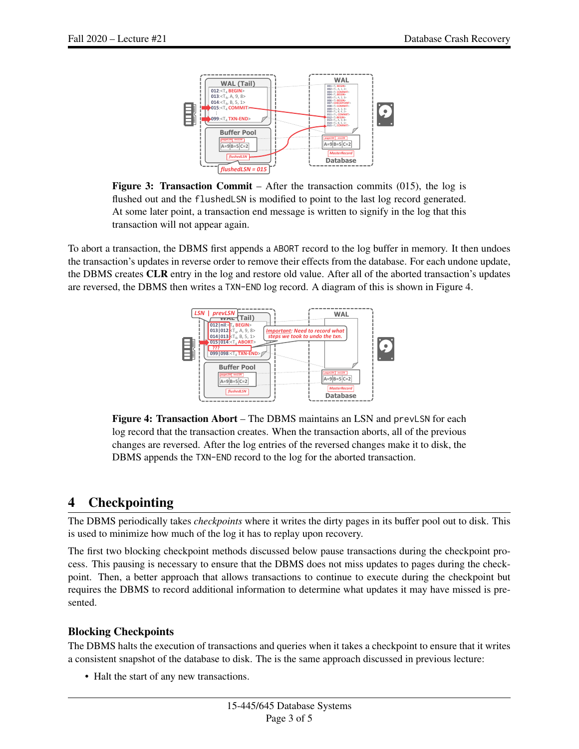**Figure 3: Transaction Commit** – After the transaction commits (015), the log is flushed out and the `flushedLSN` is modified to point to the last log record generated. At some later point, a transaction end message is written to signify in the log that this transaction will not appear again.

To abort a transaction, the DBMS first appends a `ABORT` record to the log buffer in memory. It then undoes the transaction's updates in reverse order to remove their effects from the database. For each undone update, the DBMS creates **CLR** entry in the log and restore old value. After all of the aborted transaction's updates are reversed, the DBMS then writes a `TXN-END` log record. A diagram of this is shown in Figure 4.

**Figure 4: Transaction Abort** – The DBMS maintains an LSN and `prevLSN` for each log record that the transaction creates. When the transaction aborts, all of the previous changes are reversed. After the log entries of the reversed changes make it to disk, the DBMS appends the `TXN-END` record to the log for the aborted transaction.

## 4 Checkpointing

The DBMS periodically takes *checkpoints* where it writes the dirty pages in its buffer pool out to disk. This is used to minimize how much of the log it has to replay upon recovery.

The first two blocking checkpoint methods discussed below pause transactions during the checkpoint process. This pausing is necessary to ensure that the DBMS does not miss updates to pages during the checkpoint. Then, a better approach that allows transactions to continue to execute during the checkpoint but requires the DBMS to record additional information to determine what updates it may have missed is presented.

### Blocking Checkpoints

The DBMS halts the execution of transactions and queries when it takes a checkpoint to ensure that it writes a consistent snapshot of the database to disk. The is the same approach discussed in previous lecture:

- Halt the start of any new transactions.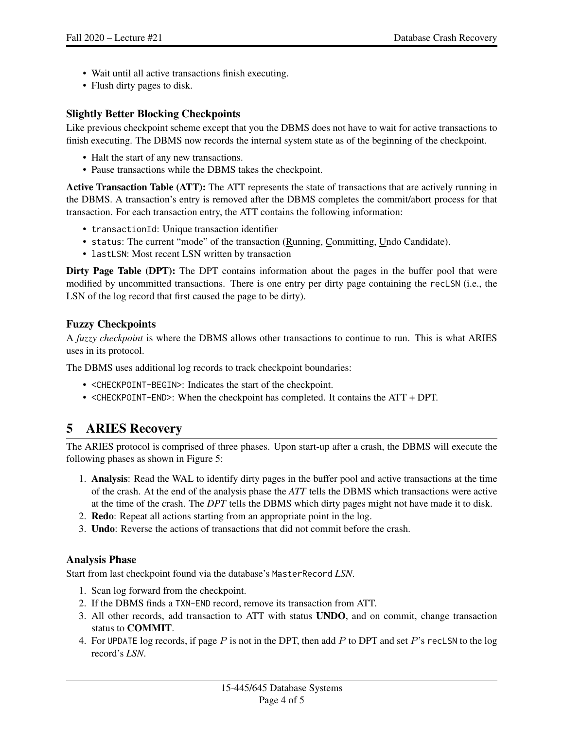- Wait until all active transactions finish executing.
- Flush dirty pages to disk.

### Slightly Better Blocking Checkpoints

Like previous checkpoint scheme except that you the DBMS does not have to wait for active transactions to finish executing. The DBMS now records the internal system state as of the beginning of the checkpoint.

- Halt the start of any new transactions.
- Pause transactions while the DBMS takes the checkpoint.

**Active Transaction Table (ATT):** The ATT represents the state of transactions that are actively running in the DBMS. A transaction's entry is removed after the DBMS completes the commit/abort process for that transaction. For each transaction entry, the ATT contains the following information:

- `transactionId`: Unique transaction identifier
- `status`: The current "mode" of the transaction (Running, Committing, Undo Candidate).
- `lastLSN`: Most recent LSN written by transaction

**Dirty Page Table (DPT):** The DPT contains information about the pages in the buffer pool that were modified by uncommitted transactions. There is one entry per dirty page containing the `recLSN` (i.e., the LSN of the log record that first caused the page to be dirty).

### Fuzzy Checkpoints

A *fuzzy checkpoint* is where the DBMS allows other transactions to continue to run. This is what ARIES uses in its protocol.

The DBMS uses additional log records to track checkpoint boundaries:

- `<CHECKPOINT-BEGIN>`: Indicates the start of the checkpoint.
- `<CHECKPOINT-END>`: When the checkpoint has completed. It contains the ATT + DPT.

## 5 ARIES Recovery

The ARIES protocol is comprised of three phases. Upon start-up after a crash, the DBMS will execute the following phases as shown in Figure 5:

1. **Analysis**: Read the WAL to identify dirty pages in the buffer pool and active transactions at the time of the crash. At the end of the analysis phase the *ATT* tells the DBMS which transactions were active at the time of the crash. The *DPT* tells the DBMS which dirty pages might not have made it to disk.
2. **Redo**: Repeat all actions starting from an appropriate point in the log.
3. **Undo**: Reverse the actions of transactions that did not commit before the crash.

### Analysis Phase

Start from last checkpoint found via the database's `MasterRecord` *LSN*.

1. Scan log forward from the checkpoint.
2. If the DBMS finds a `TXN-END` record, remove its transaction from ATT.
3. All other records, add transaction to ATT with status **UNDO**, and on commit, change transaction status to **COMMIT**.
4. For `UPDATE` log records, if page $P$ is not in the DPT, then add $P$ to DPT and set $P$'s `recLSN` to the log record's *LSN*.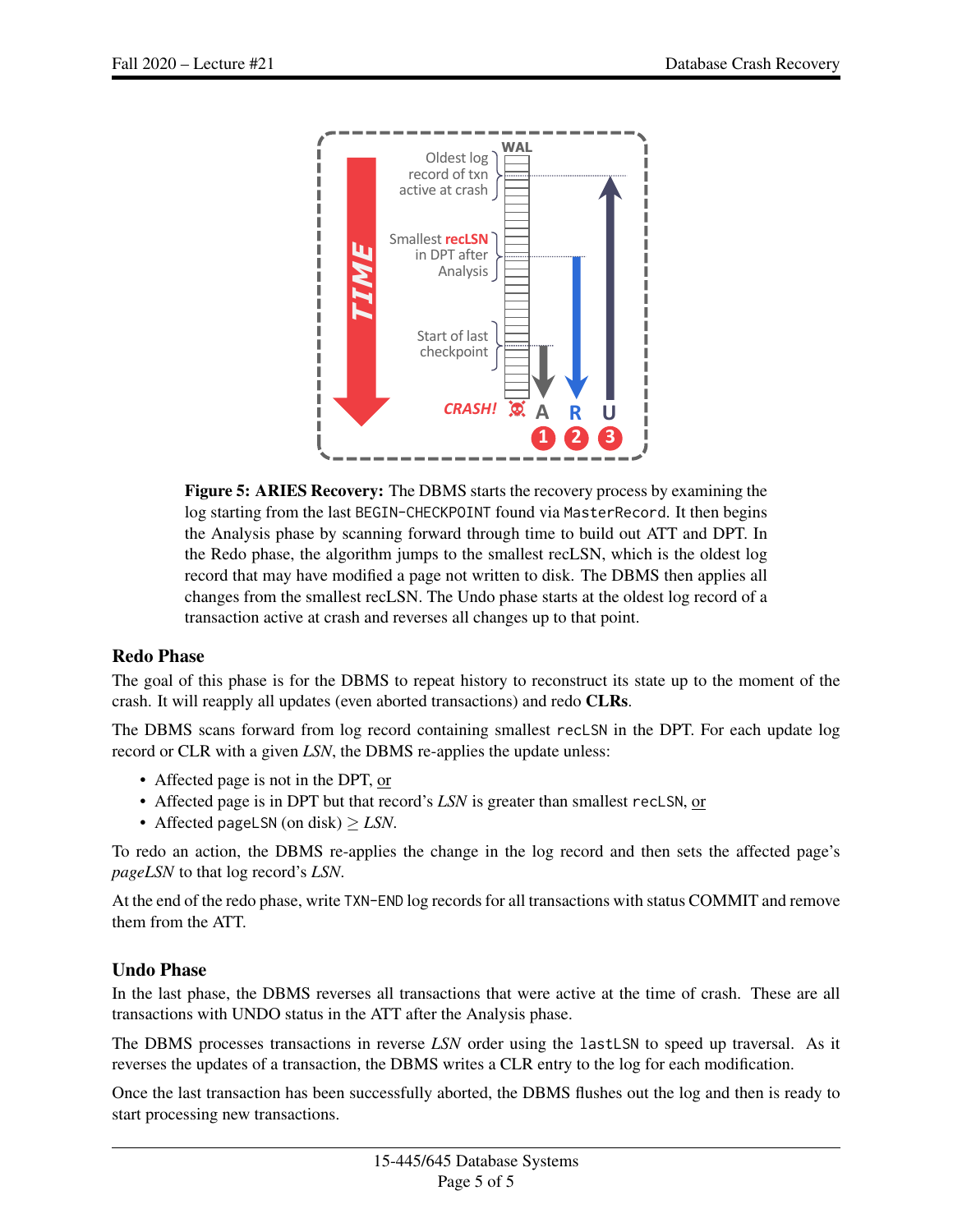WAL

Oldest log record of txn active at crash

Smallest recLSN in DPT after Analysis

Start of last checkpoint

TIME

CRASH!

A R U

1 2 3

**Figure 5: ARIES Recovery:** The DBMS starts the recovery process by examining the log starting from the last BEGIN-CHECKPOINT found via MasterRecord. It then begins the Analysis phase by scanning forward through time to build out ATT and DPT. In the Redo phase, the algorithm jumps to the smallest recLSN, which is the oldest log record that may have modified a page not written to disk. The DBMS then applies all changes from the smallest recLSN. The Undo phase starts at the oldest log record of a transaction active at crash and reverses all changes up to that point.

### Redo Phase

The goal of this phase is for the DBMS to repeat history to reconstruct its state up to the moment of the crash. It will reapply all updates (even aborted transactions) and redo **CLRs**.

The DBMS scans forward from log record containing smallest recLSN in the DPT. For each update log record or CLR with a given *LSN*, the DBMS re-applies the update unless:

- Affected page is not in the DPT, or
- Affected page is in DPT but that record's *LSN* is greater than smallest recLSN, or
- Affected pageLSN (on disk) $\geq$ *LSN*.

To redo an action, the DBMS re-applies the change in the log record and then sets the affected page's *pageLSN* to that log record's *LSN*.

At the end of the redo phase, write TXN-END log records for all transactions with status COMMIT and remove them from the ATT.

### Undo Phase

In the last phase, the DBMS reverses all transactions that were active at the time of crash. These are all transactions with UNDO status in the ATT after the Analysis phase.

The DBMS processes transactions in reverse *LSN* order using the lastLSN to speed up traversal. As it reverses the updates of a transaction, the DBMS writes a CLR entry to the log for each modification.

Once the last transaction has been successfully aborted, the DBMS flushes out the log and then is ready to start processing new transactions.